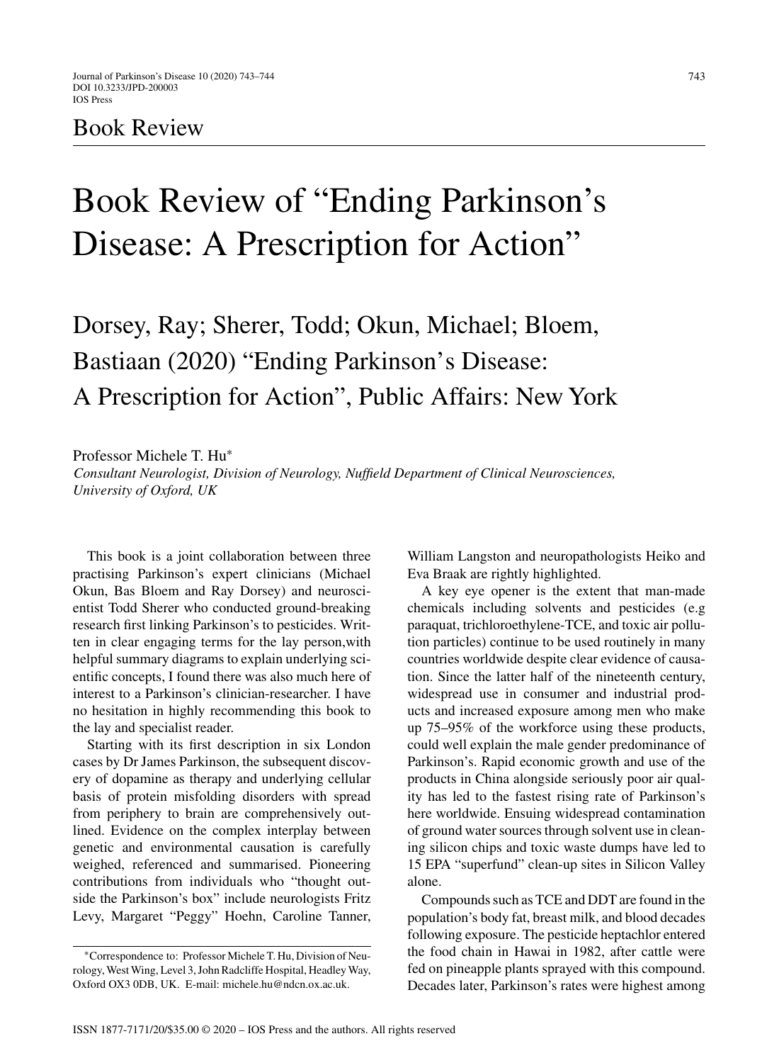## Book Review

# Book Review of "Ending Parkinson's Disease: A Prescription for Action"

Dorsey, Ray; Sherer, Todd; Okun, Michael; Bloem, Bastiaan (2020) "Ending Parkinson's Disease: A Prescription for Action", Public Affairs: New York

Professor Michele T. Hu*

*Consultant Neurologist, Division of Neurology, Nuffield Department of Clinical Neurosciences, University of Oxford, UK*

This book is a joint collaboration between three practising Parkinson's expert clinicians (Michael Okun, Bas Bloem and Ray Dorsey) and neuroscientist Todd Sherer who conducted ground-breaking research first linking Parkinson's to pesticides. Written in clear engaging terms for the lay person,with helpful summary diagrams to explain underlying scientific concepts, I found there was also much here of interest to a Parkinson's clinician-researcher. I have no hesitation in highly recommending this book to the lay and specialist reader.

Starting with its first description in six London cases by Dr James Parkinson, the subsequent discovery of dopamine as therapy and underlying cellular basis of protein misfolding disorders with spread from periphery to brain are comprehensively outlined. Evidence on the complex interplay between genetic and environmental causation is carefully weighed, referenced and summarised. Pioneering contributions from individuals who "thought outside the Parkinson's box" include neurologists Fritz Levy, Margaret "Peggy" Hoehn, Caroline Tanner, William Langston and neuropathologists Heiko and Eva Braak are rightly highlighted.

A key eye opener is the extent that man-made chemicals including solvents and pesticides (e.g paraquat, trichloroethylene-TCE, and toxic air pollution particles) continue to be used routinely in many countries worldwide despite clear evidence of causation. Since the latter half of the nineteenth century, widespread use in consumer and industrial products and increased exposure among men who make up 75–95% of the workforce using these products, could well explain the male gender predominance of Parkinson's. Rapid economic growth and use of the products in China alongside seriously poor air quality has led to the fastest rising rate of Parkinson's here worldwide. Ensuing widespread contamination of ground water sources through solvent use in cleaning silicon chips and toxic waste dumps have led to 15 EPA "superfund" clean-up sites in Silicon Valley alone.

Compounds such as TCE and DDT are found in the population's body fat, breast milk, and blood decades following exposure. The pesticide heptachlor entered the food chain in Hawai in 1982, after cattle were fed on pineapple plants sprayed with this compound. Decades later, Parkinson's rates were highest among

*Correspondence to: Professor Michele T. Hu, Division of Neurology, West Wing, Level 3, John Radcliffe Hospital, Headley Way, Oxford OX3 0DB, UK. E-mail: michele.hu@ndcn.ox.ac.uk.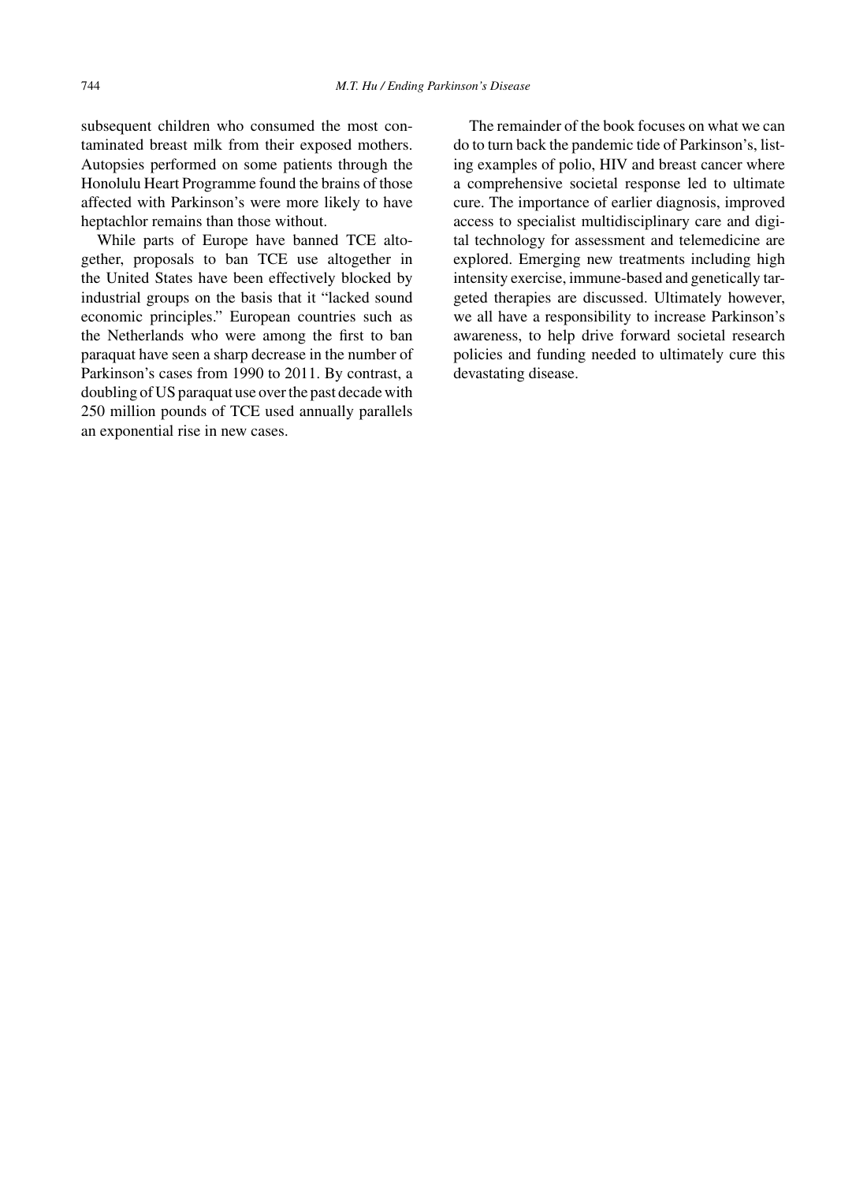subsequent children who consumed the most contaminated breast milk from their exposed mothers. Autopsies performed on some patients through the Honolulu Heart Programme found the brains of those affected with Parkinson's were more likely to have heptachlor remains than those without.

While parts of Europe have banned TCE altogether, proposals to ban TCE use altogether in the United States have been effectively blocked by industrial groups on the basis that it "lacked sound economic principles." European countries such as the Netherlands who were among the first to ban paraquat have seen a sharp decrease in the number of Parkinson's cases from 1990 to 2011. By contrast, a doubling of US paraquat use over the past decade with 250 million pounds of TCE used annually parallels an exponential rise in new cases.

The remainder of the book focuses on what we can do to turn back the pandemic tide of Parkinson's, listing examples of polio, HIV and breast cancer where a comprehensive societal response led to ultimate cure. The importance of earlier diagnosis, improved access to specialist multidisciplinary care and digital technology for assessment and telemedicine are explored. Emerging new treatments including high intensity exercise, immune-based and genetically targeted therapies are discussed. Ultimately however, we all have a responsibility to increase Parkinson's awareness, to help drive forward societal research policies and funding needed to ultimately cure this devastating disease.